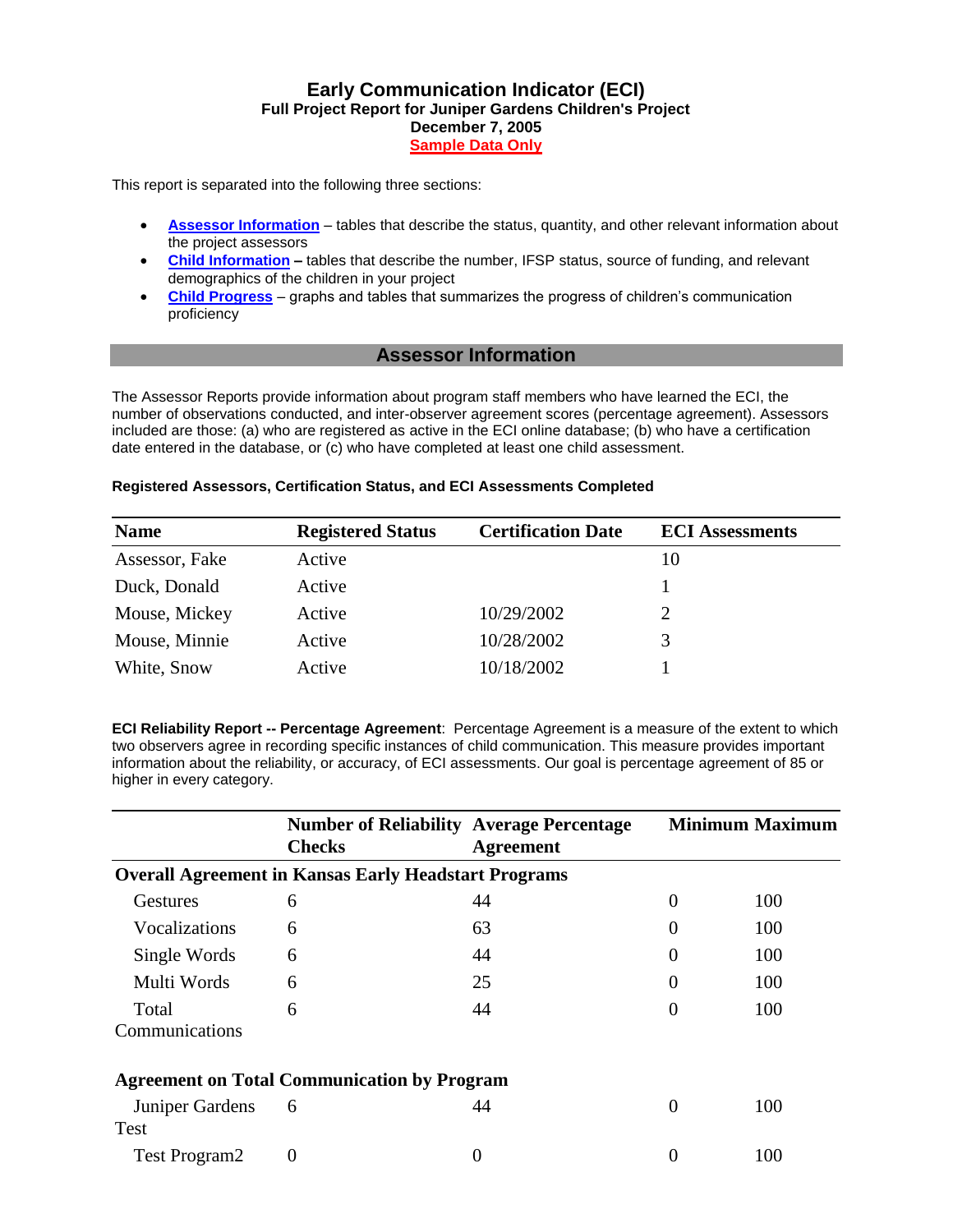# Early Communication Indicator (ECI)

**Full Project Report for Juniper Gardens Children's Project**
**December 7, 2005**
**Sample Data Only**

This report is separated into the following three sections:

- **Assessor Information** – tables that describe the status, quantity, and other relevant information about the project assessors
- **Child Information –** tables that describe the number, IFSP status, source of funding, and relevant demographics of the children in your project
- **Child Progress** – graphs and tables that summarizes the progress of children's communication proficiency

## Assessor Information

The Assessor Reports provide information about program staff members who have learned the ECI, the number of observations conducted, and inter-observer agreement scores (percentage agreement). Assessors included are those: (a) who are registered as active in the ECI online database; (b) who have a certification date entered in the database, or (c) who have completed at least one child assessment.

**Registered Assessors, Certification Status, and ECI Assessments Completed**

| Name | Registered Status | Certification Date | ECI Assessments |
|---|---|---|---|
| Assessor, Fake | Active | | 10 |
| Duck, Donald | Active | | 1 |
| Mouse, Mickey | Active | 10/29/2002 | 2 |
| Mouse, Minnie | Active | 10/28/2002 | 3 |
| White, Snow | Active | 10/18/2002 | 1 |

**ECI Reliability Report -- Percentage Agreement**: Percentage Agreement is a measure of the extent to which two observers agree in recording specific instances of child communication. This measure provides important information about the reliability, or accuracy, of ECI assessments. Our goal is percentage agreement of 85 or higher in every category.

| | Number of Reliability Checks | Average Percentage Agreement | Minimum | Maximum |
|---|---|---|---|---|
| **Overall Agreement in Kansas Early Headstart Programs** | | | | |
| Gestures | 6 | 44 | 0 | 100 |
| Vocalizations | 6 | 63 | 0 | 100 |
| Single Words | 6 | 44 | 0 | 100 |
| Multi Words | 6 | 25 | 0 | 100 |
| Total Communications | 6 | 44 | 0 | 100 |
| **Agreement on Total Communication by Program** | | | | |
| Juniper Gardens Test | 6 | 44 | 0 | 100 |
| Test Program2 | 0 | 0 | 0 | 100 |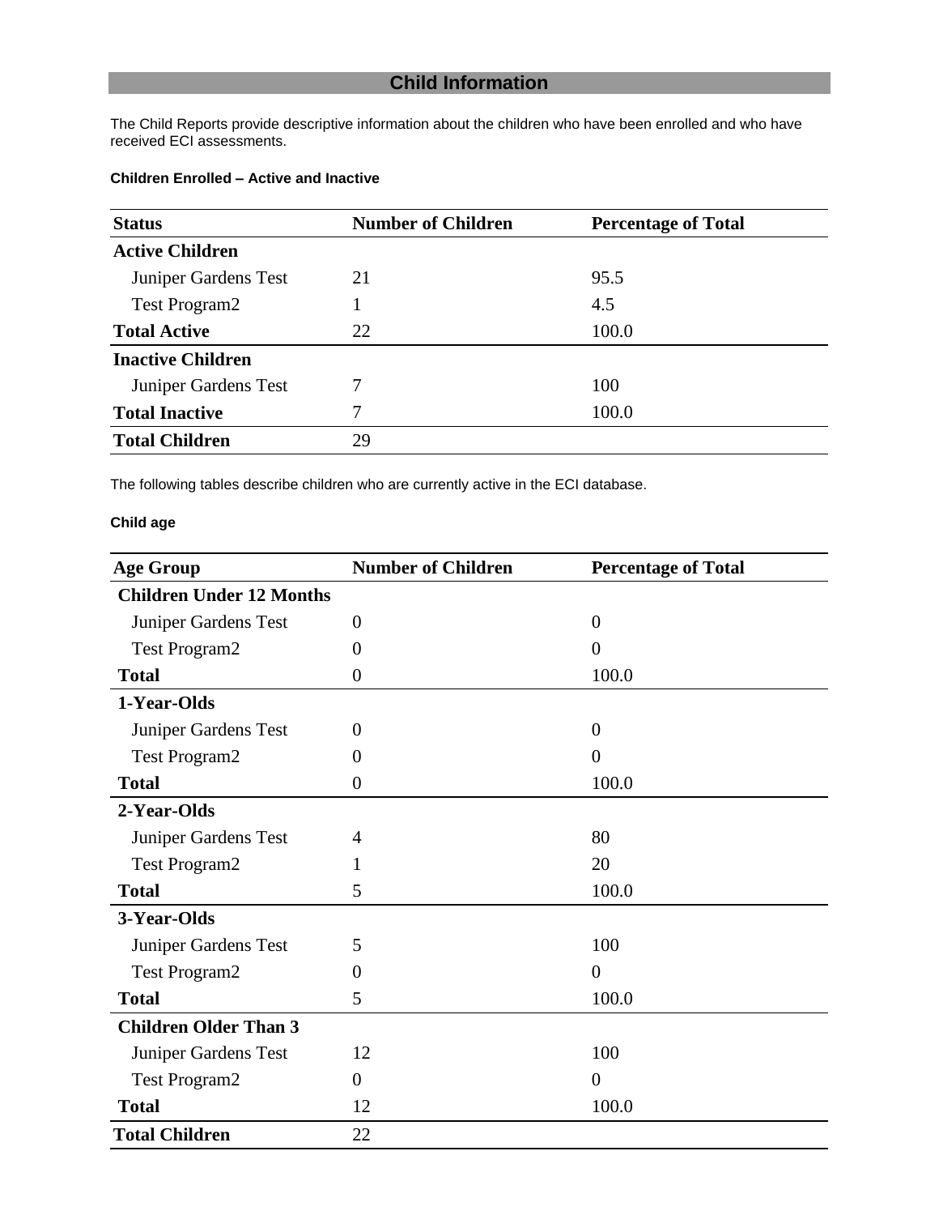## Child Information

The Child Reports provide descriptive information about the children who have been enrolled and who have received ECI assessments.

#### Children Enrolled – Active and Inactive

| Status | Number of Children | Percentage of Total |
|---|---|---|
| **Active Children** | | |
| Juniper Gardens Test | 21 | 95.5 |
| Test Program2 | 1 | 4.5 |
| **Total Active** | 22 | 100.0 |
| **Inactive Children** | | |
| Juniper Gardens Test | 7 | 100 |
| **Total Inactive** | 7 | 100.0 |
| **Total Children** | 29 | |

The following tables describe children who are currently active in the ECI database.

#### Child age

| Age Group | Number of Children | Percentage of Total |
|---|---|---|
| **Children Under 12 Months** | | |
| Juniper Gardens Test | 0 | 0 |
| Test Program2 | 0 | 0 |
| **Total** | 0 | 100.0 |
| **1-Year-Olds** | | |
| Juniper Gardens Test | 0 | 0 |
| Test Program2 | 0 | 0 |
| **Total** | 0 | 100.0 |
| **2-Year-Olds** | | |
| Juniper Gardens Test | 4 | 80 |
| Test Program2 | 1 | 20 |
| **Total** | 5 | 100.0 |
| **3-Year-Olds** | | |
| Juniper Gardens Test | 5 | 100 |
| Test Program2 | 0 | 0 |
| **Total** | 5 | 100.0 |
| **Children Older Than 3** | | |
| Juniper Gardens Test | 12 | 100 |
| Test Program2 | 0 | 0 |
| **Total** | 12 | 100.0 |
| **Total Children** | 22 | |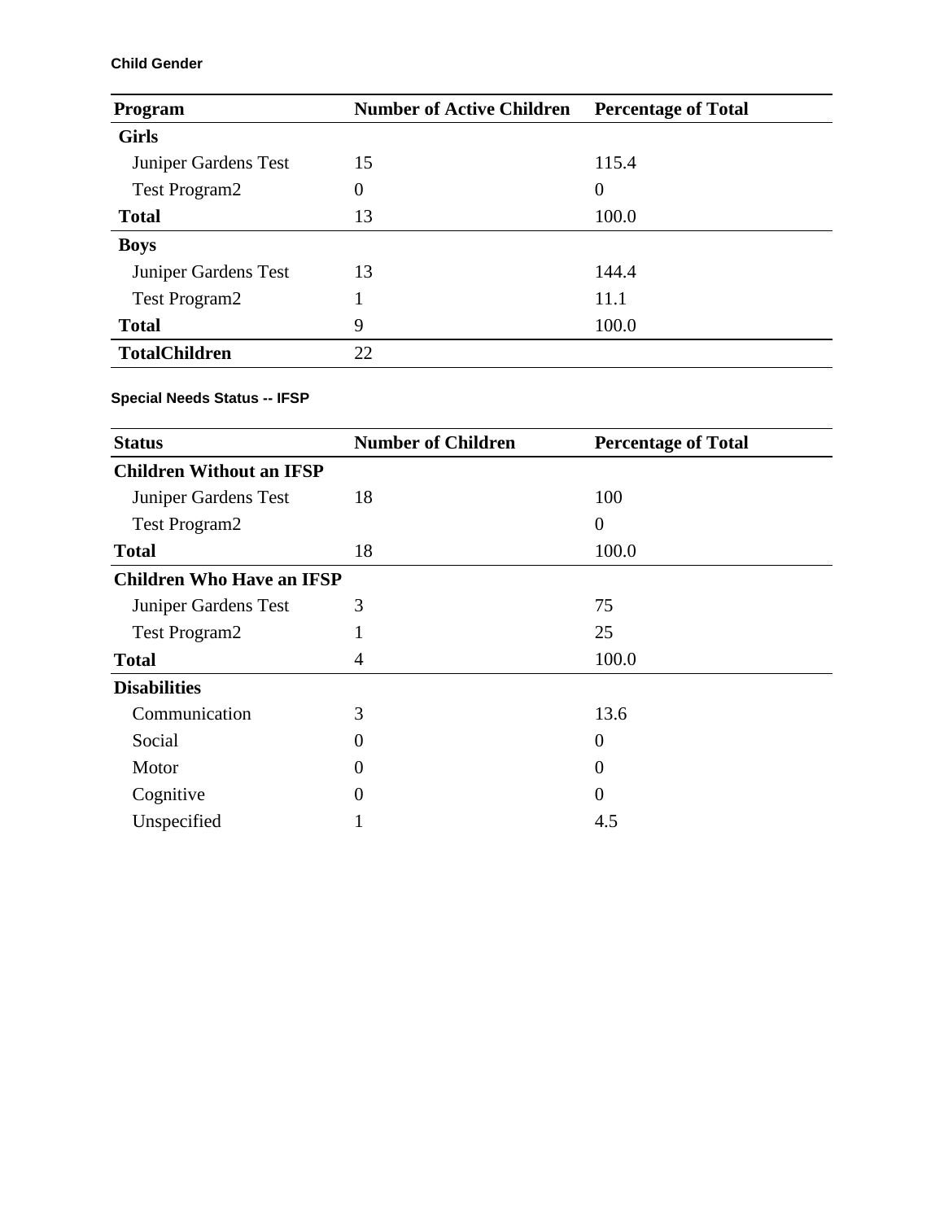#### Child Gender

| Program | Number of Active Children | Percentage of Total |
| --- | --- | --- |
| **Girls** | | |
| Juniper Gardens Test | 15 | 115.4 |
| Test Program2 | 0 | 0 |
| **Total** | 13 | 100.0 |
| **Boys** | | |
| Juniper Gardens Test | 13 | 144.4 |
| Test Program2 | 1 | 11.1 |
| **Total** | 9 | 100.0 |
| **TotalChildren** | 22 | |

#### Special Needs Status -- IFSP

| Status | Number of Children | Percentage of Total |
| --- | --- | --- |
| **Children Without an IFSP** | | |
| Juniper Gardens Test | 18 | 100 |
| Test Program2 | | 0 |
| **Total** | 18 | 100.0 |
| **Children Who Have an IFSP** | | |
| Juniper Gardens Test | 3 | 75 |
| Test Program2 | 1 | 25 |
| **Total** | 4 | 100.0 |
| **Disabilities** | | |
| Communication | 3 | 13.6 |
| Social | 0 | 0 |
| Motor | 0 | 0 |
| Cognitive | 0 | 0 |
| Unspecified | 1 | 4.5 |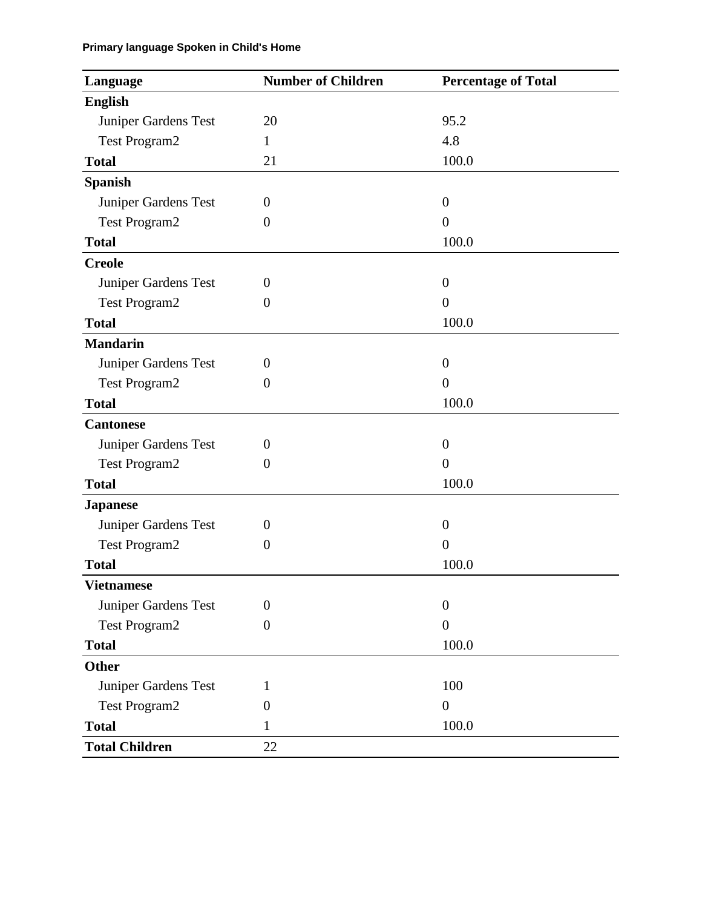**Primary language Spoken in Child's Home**

| Language | Number of Children | Percentage of Total |
|---|---|---|
| **English** | | |
| Juniper Gardens Test | 20 | 95.2 |
| Test Program2 | 1 | 4.8 |
| **Total** | 21 | 100.0 |
| **Spanish** | | |
| Juniper Gardens Test | 0 | 0 |
| Test Program2 | 0 | 0 |
| **Total** | | 100.0 |
| **Creole** | | |
| Juniper Gardens Test | 0 | 0 |
| Test Program2 | 0 | 0 |
| **Total** | | 100.0 |
| **Mandarin** | | |
| Juniper Gardens Test | 0 | 0 |
| Test Program2 | 0 | 0 |
| **Total** | | 100.0 |
| **Cantonese** | | |
| Juniper Gardens Test | 0 | 0 |
| Test Program2 | 0 | 0 |
| **Total** | | 100.0 |
| **Japanese** | | |
| Juniper Gardens Test | 0 | 0 |
| Test Program2 | 0 | 0 |
| **Total** | | 100.0 |
| **Vietnamese** | | |
| Juniper Gardens Test | 0 | 0 |
| Test Program2 | 0 | 0 |
| **Total** | | 100.0 |
| **Other** | | |
| Juniper Gardens Test | 1 | 100 |
| Test Program2 | 0 | 0 |
| **Total** | 1 | 100.0 |
| **Total Children** | 22 | |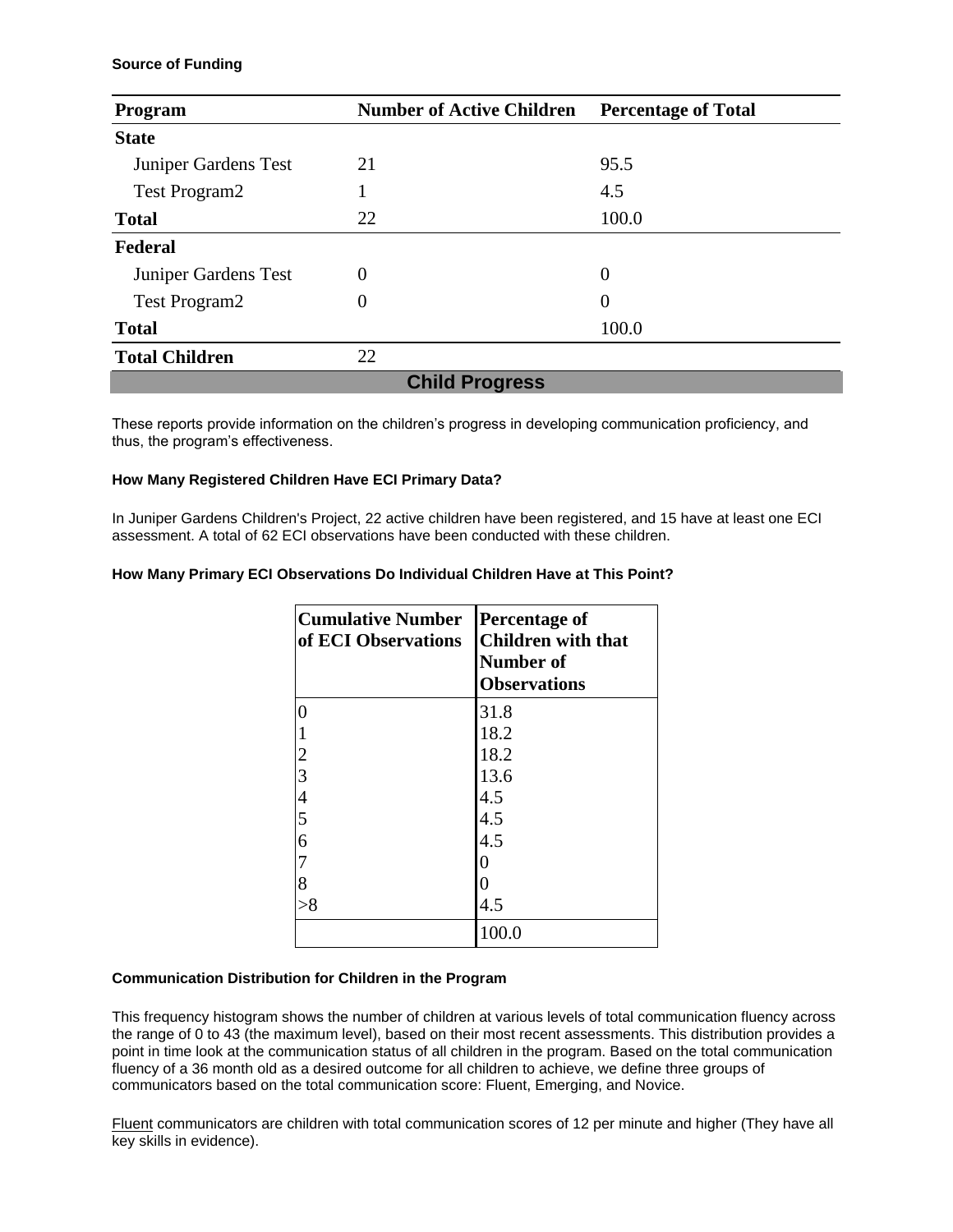**Source of Funding**

| Program | Number of Active Children | Percentage of Total |
|---|---|---|
| **State** | | |
| Juniper Gardens Test | 21 | 95.5 |
| Test Program2 | 1 | 4.5 |
| **Total** | 22 | 100.0 |
| **Federal** | | |
| Juniper Gardens Test | 0 | 0 |
| Test Program2 | 0 | 0 |
| **Total** | | 100.0 |
| **Total Children** | 22 | |

## Child Progress

These reports provide information on the children's progress in developing communication proficiency, and thus, the program's effectiveness.

**How Many Registered Children Have ECI Primary Data?**

In Juniper Gardens Children's Project, 22 active children have been registered, and 15 have at least one ECI assessment. A total of 62 ECI observations have been conducted with these children.

**How Many Primary ECI Observations Do Individual Children Have at This Point?**

| Cumulative Number of ECI Observations | Percentage of Children with that Number of Observations |
|---|---|
| 0 | 31.8 |
| 1 | 18.2 |
| 2 | 18.2 |
| 3 | 13.6 |
| 4 | 4.5 |
| 5 | 4.5 |
| 6 | 4.5 |
| 7 | 0 |
| 8 | 0 |
| >8 | 4.5 |
| | 100.0 |

**Communication Distribution for Children in the Program**

This frequency histogram shows the number of children at various levels of total communication fluency across the range of 0 to 43 (the maximum level), based on their most recent assessments. This distribution provides a point in time look at the communication status of all children in the program. Based on the total communication fluency of a 36 month old as a desired outcome for all children to achieve, we define three groups of communicators based on the total communication score: Fluent, Emerging, and Novice.

Fluent communicators are children with total communication scores of 12 per minute and higher (They have all key skills in evidence).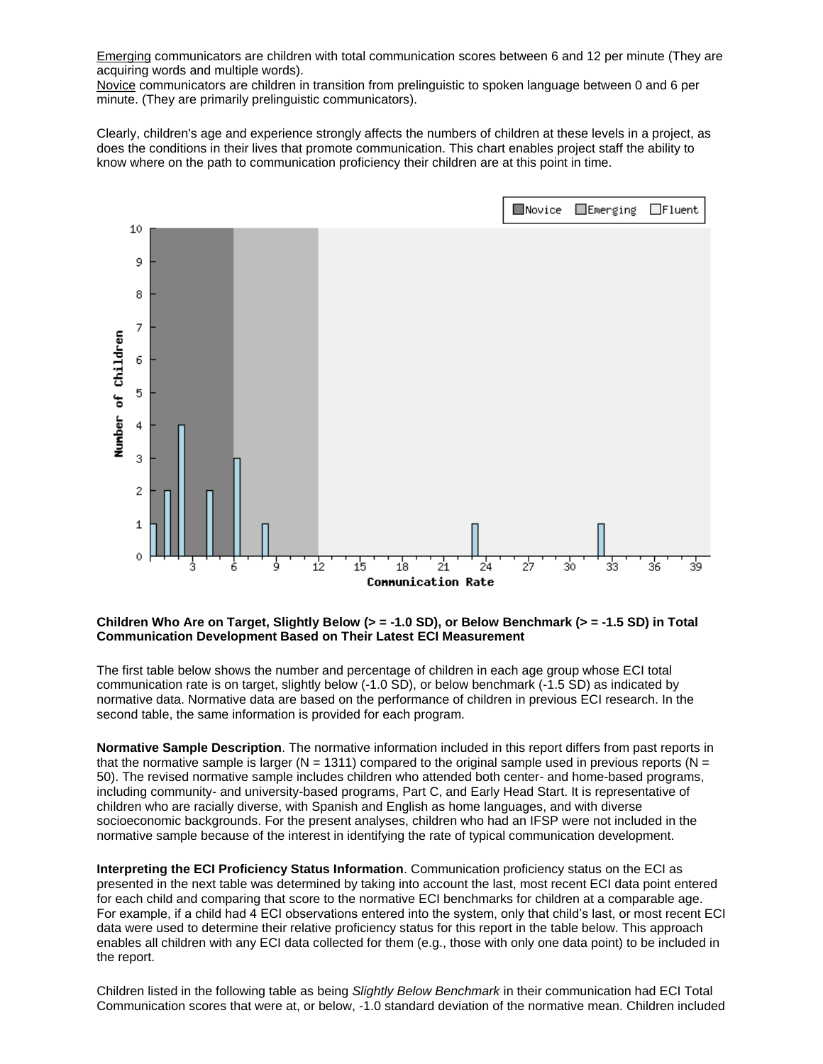Emerging communicators are children with total communication scores between 6 and 12 per minute (They are acquiring words and multiple words).
Novice communicators are children in transition from prelinguistic to spoken language between 0 and 6 per minute. (They are primarily prelinguistic communicators).

Clearly, children's age and experience strongly affects the numbers of children at these levels in a project, as does the conditions in their lives that promote communication. This chart enables project staff the ability to know where on the path to communication proficiency their children are at this point in time.

**Children Who Are on Target, Slightly Below (> = -1.0 SD), or Below Benchmark (> = -1.5 SD) in Total Communication Development Based on Their Latest ECI Measurement**

The first table below shows the number and percentage of children in each age group whose ECI total communication rate is on target, slightly below (-1.0 SD), or below benchmark (-1.5 SD) as indicated by normative data. Normative data are based on the performance of children in previous ECI research. In the second table, the same information is provided for each program.

**Normative Sample Description**. The normative information included in this report differs from past reports in that the normative sample is larger (N = 1311) compared to the original sample used in previous reports (N = 50). The revised normative sample includes children who attended both center- and home-based programs, including community- and university-based programs, Part C, and Early Head Start. It is representative of children who are racially diverse, with Spanish and English as home languages, and with diverse socioeconomic backgrounds. For the present analyses, children who had an IFSP were not included in the normative sample because of the interest in identifying the rate of typical communication development.

**Interpreting the ECI Proficiency Status Information**. Communication proficiency status on the ECI as presented in the next table was determined by taking into account the last, most recent ECI data point entered for each child and comparing that score to the normative ECI benchmarks for children at a comparable age. For example, if a child had 4 ECI observations entered into the system, only that child's last, or most recent ECI data were used to determine their relative proficiency status for this report in the table below. This approach enables all children with any ECI data collected for them (e.g., those with only one data point) to be included in the report.

Children listed in the following table as being *Slightly Below Benchmark* in their communication had ECI Total Communication scores that were at, or below, -1.0 standard deviation of the normative mean. Children included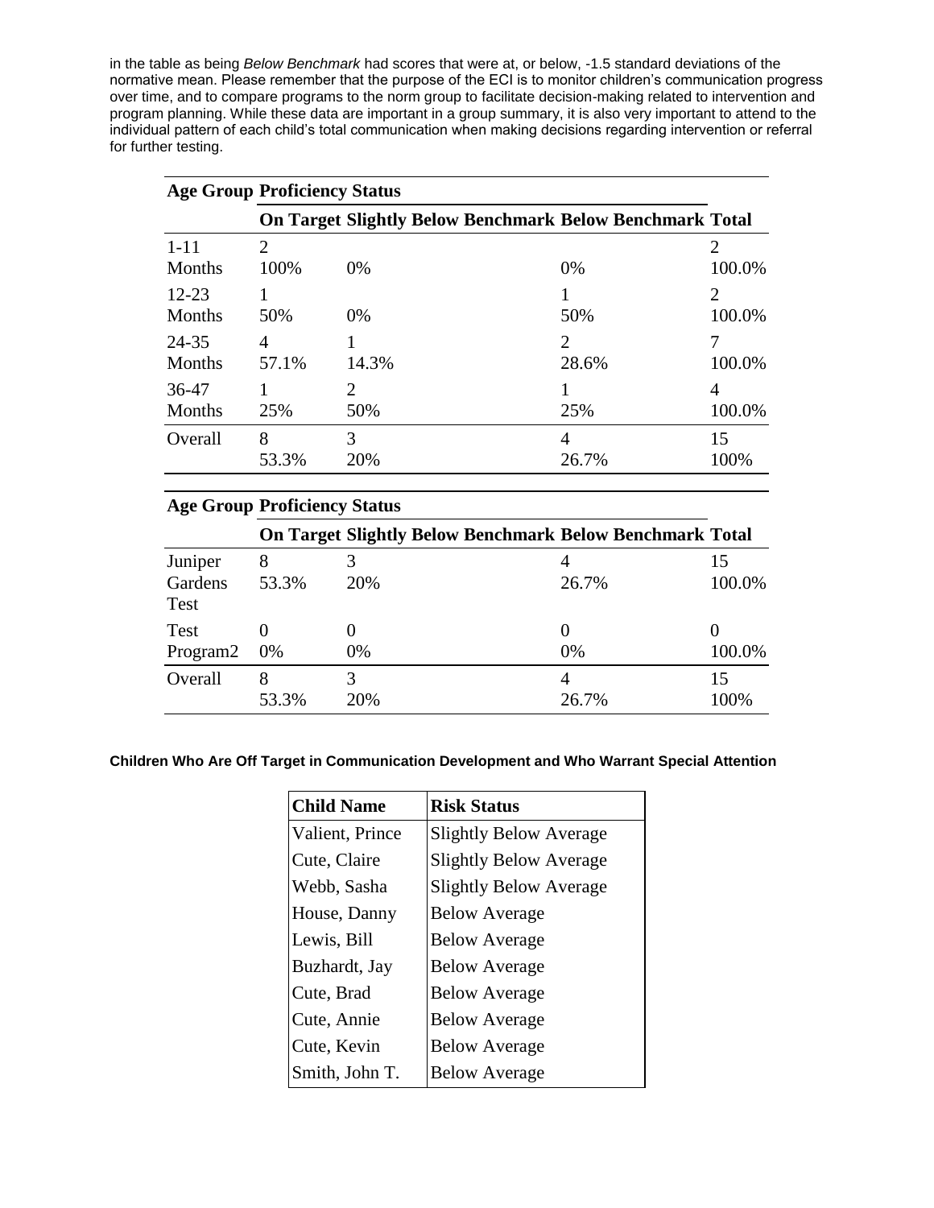in the table as being *Below Benchmark* had scores that were at, or below, -1.5 standard deviations of the normative mean. Please remember that the purpose of the ECI is to monitor children's communication progress over time, and to compare programs to the norm group to facilitate decision-making related to intervention and program planning. While these data are important in a group summary, it is also very important to attend to the individual pattern of each child's total communication when making decisions regarding intervention or referral for further testing.

| Age Group | Proficiency Status | | | |
|---|---|---|---|---|
| | **On Target** | **Slightly Below Benchmark** | **Below Benchmark** | **Total** |
| 1-11 Months | 2<br>100% | <br>0% | <br>0% | 2<br>100.0% |
| 12-23 Months | 1<br>50% | <br>0% | 1<br>50% | 2<br>100.0% |
| 24-35 Months | 4<br>57.1% | 1<br>14.3% | 2<br>28.6% | 7<br>100.0% |
| 36-47 Months | 1<br>25% | 2<br>50% | 1<br>25% | 4<br>100.0% |
| Overall | 8<br>53.3% | 3<br>20% | 4<br>26.7% | 15<br>100% |

| Age Group | Proficiency Status | | | |
|---|---|---|---|---|
| | **On Target** | **Slightly Below Benchmark** | **Below Benchmark** | **Total** |
| Juniper Gardens Test | 8<br>53.3% | 3<br>20% | 4<br>26.7% | 15<br>100.0% |
| Test Program2 | 0<br>0% | 0<br>0% | 0<br>0% | 0<br>100.0% |
| Overall | 8<br>53.3% | 3<br>20% | 4<br>26.7% | 15<br>100% |

**Children Who Are Off Target in Communication Development and Who Warrant Special Attention**

| Child Name | Risk Status |
|---|---|
| Valient, Prince | Slightly Below Average |
| Cute, Claire | Slightly Below Average |
| Webb, Sasha | Slightly Below Average |
| House, Danny | Below Average |
| Lewis, Bill | Below Average |
| Buzhardt, Jay | Below Average |
| Cute, Brad | Below Average |
| Cute, Annie | Below Average |
| Cute, Kevin | Below Average |
| Smith, John T. | Below Average |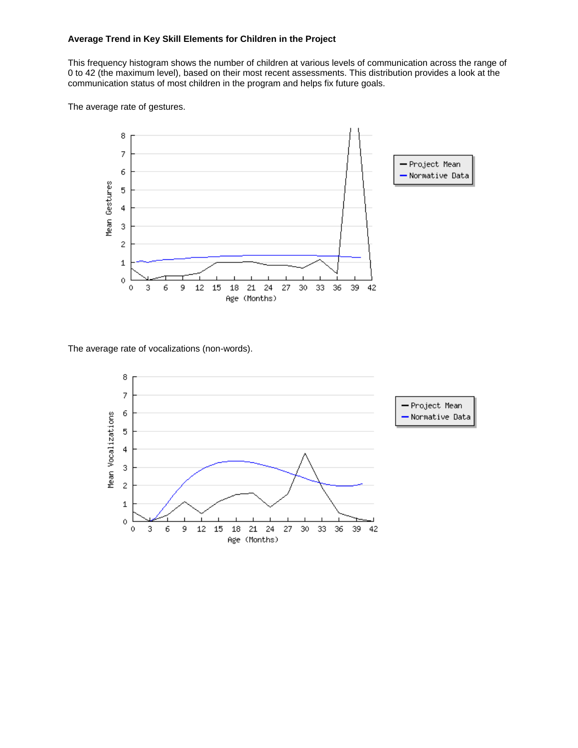**Average Trend in Key Skill Elements for Children in the Project**

This frequency histogram shows the number of children at various levels of communication across the range of 0 to 42 (the maximum level), based on their most recent assessments. This distribution provides a look at the communication status of most children in the program and helps fix future goals.

The average rate of gestures.

The average rate of vocalizations (non-words).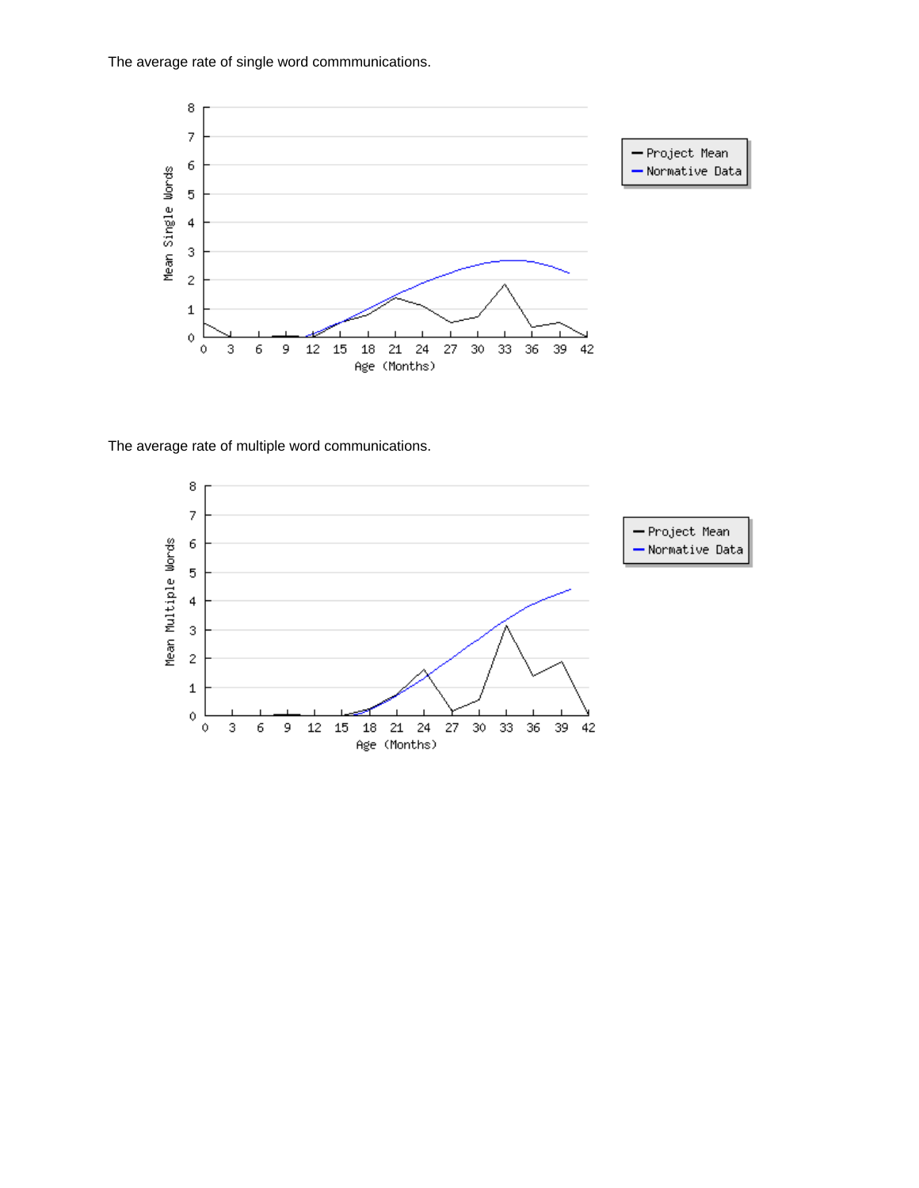The average rate of single word commmunications.

The average rate of multiple word communications.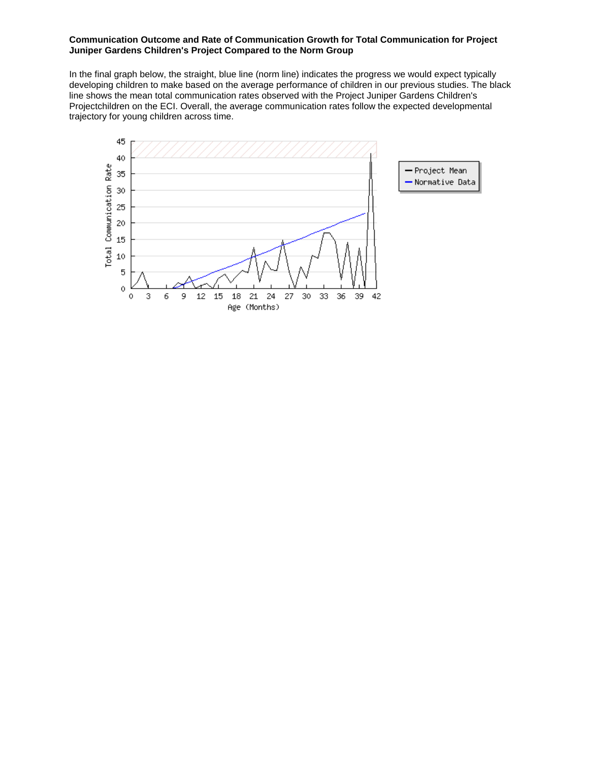**Communication Outcome and Rate of Communication Growth for Total Communication for Project Juniper Gardens Children's Project Compared to the Norm Group**

In the final graph below, the straight, blue line (norm line) indicates the progress we would expect typically developing children to make based on the average performance of children in our previous studies. The black line shows the mean total communication rates observed with the Project Juniper Gardens Children's Projectchildren on the ECI. Overall, the average communication rates follow the expected developmental trajectory for young children across time.

Total Communication Rate

45
40
35
30
25
20
15
10
5
0

0 3 6 9 12 15 18 21 24 27 30 33 36 39 42

Age (Months)

Project Mean
Normative Data